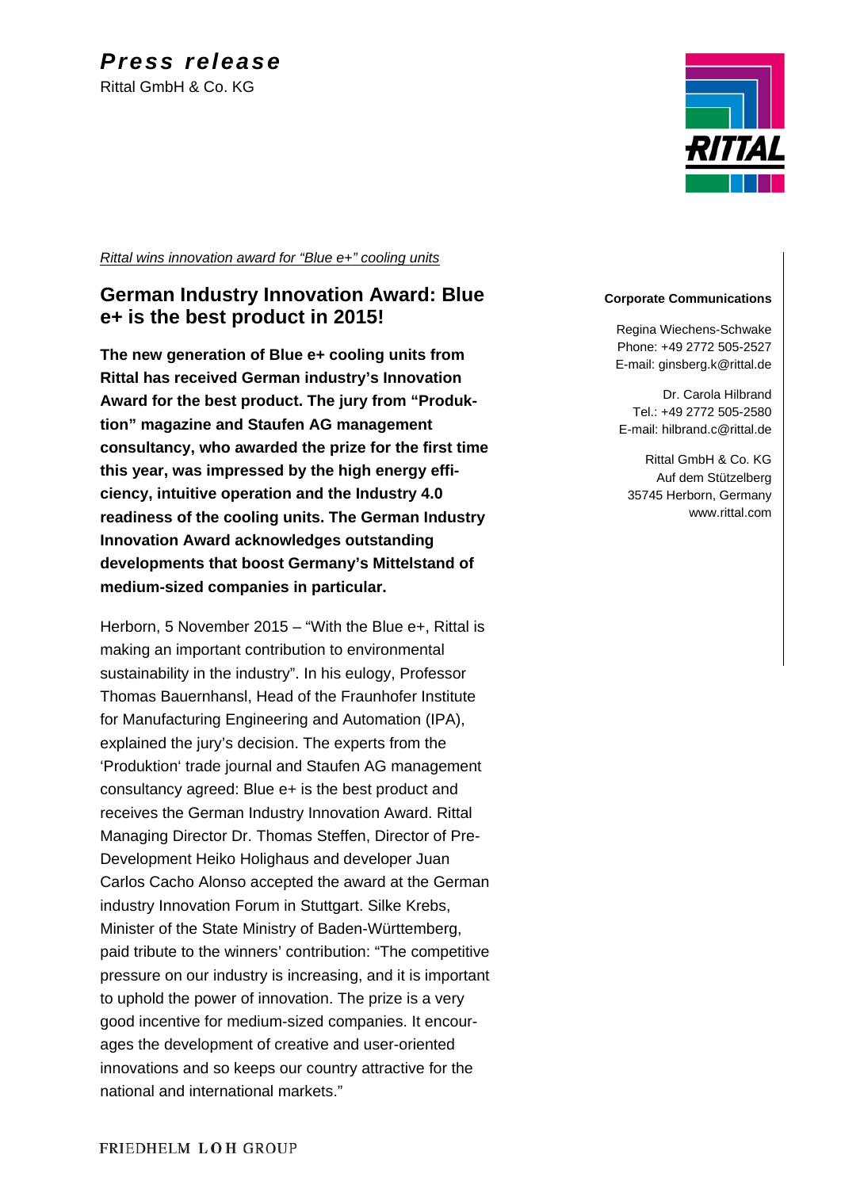# Press release

Rittal GmbH & Co. KG

*Rittal wins innovation award for "Blue e+" cooling units*

## German Industry Innovation Award: Blue e+ is the best product in 2015!

**The new generation of Blue e+ cooling units from Rittal has received German industry's Innovation Award for the best product. The jury from "Produktion" magazine and Staufen AG management consultancy, who awarded the prize for the first time this year, was impressed by the high energy efficiency, intuitive operation and the Industry 4.0 readiness of the cooling units. The German Industry Innovation Award acknowledges outstanding developments that boost Germany's Mittelstand of medium-sized companies in particular.**

Herborn, 5 November 2015 – "With the Blue e+, Rittal is making an important contribution to environmental sustainability in the industry". In his eulogy, Professor Thomas Bauernhansl, Head of the Fraunhofer Institute for Manufacturing Engineering and Automation (IPA), explained the jury's decision. The experts from the 'Produktion' trade journal and Staufen AG management consultancy agreed: Blue e+ is the best product and receives the German Industry Innovation Award. Rittal Managing Director Dr. Thomas Steffen, Director of Pre-Development Heiko Holighaus and developer Juan Carlos Cacho Alonso accepted the award at the German industry Innovation Forum in Stuttgart. Silke Krebs, Minister of the State Ministry of Baden-Württemberg, paid tribute to the winners' contribution: "The competitive pressure on our industry is increasing, and it is important to uphold the power of innovation. The prize is a very good incentive for medium-sized companies. It encourages the development of creative and user-oriented innovations and so keeps our country attractive for the national and international markets."

**Corporate Communications**

Regina Wiechens-Schwake
Phone: +49 2772 505-2527
E-mail: ginsberg.k@rittal.de

Dr. Carola Hilbrand
Tel.: +49 2772 505-2580
E-mail: hilbrand.c@rittal.de

Rittal GmbH & Co. KG
Auf dem Stützelberg
35745 Herborn, Germany
www.rittal.com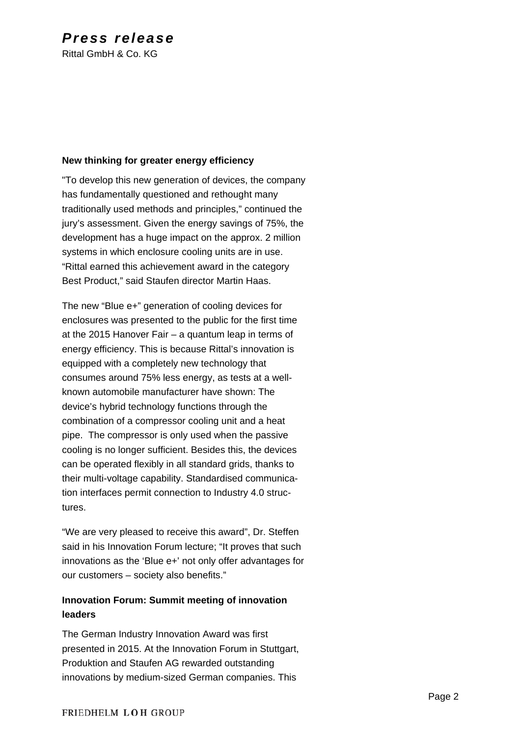**New thinking for greater energy efficiency**

"To develop this new generation of devices, the company has fundamentally questioned and rethought many traditionally used methods and principles," continued the jury's assessment. Given the energy savings of 75%, the development has a huge impact on the approx. 2 million systems in which enclosure cooling units are in use. "Rittal earned this achievement award in the category Best Product," said Staufen director Martin Haas.

The new "Blue e+" generation of cooling devices for enclosures was presented to the public for the first time at the 2015 Hanover Fair – a quantum leap in terms of energy efficiency. This is because Rittal's innovation is equipped with a completely new technology that consumes around 75% less energy, as tests at a well-known automobile manufacturer have shown: The device's hybrid technology functions through the combination of a compressor cooling unit and a heat pipe. The compressor is only used when the passive cooling is no longer sufficient. Besides this, the devices can be operated flexibly in all standard grids, thanks to their multi-voltage capability. Standardised communication interfaces permit connection to Industry 4.0 structures.

"We are very pleased to receive this award", Dr. Steffen said in his Innovation Forum lecture; "It proves that such innovations as the 'Blue e+' not only offer advantages for our customers – society also benefits."

**Innovation Forum: Summit meeting of innovation leaders**

The German Industry Innovation Award was first presented in 2015. At the Innovation Forum in Stuttgart, Produktion and Staufen AG rewarded outstanding innovations by medium-sized German companies. This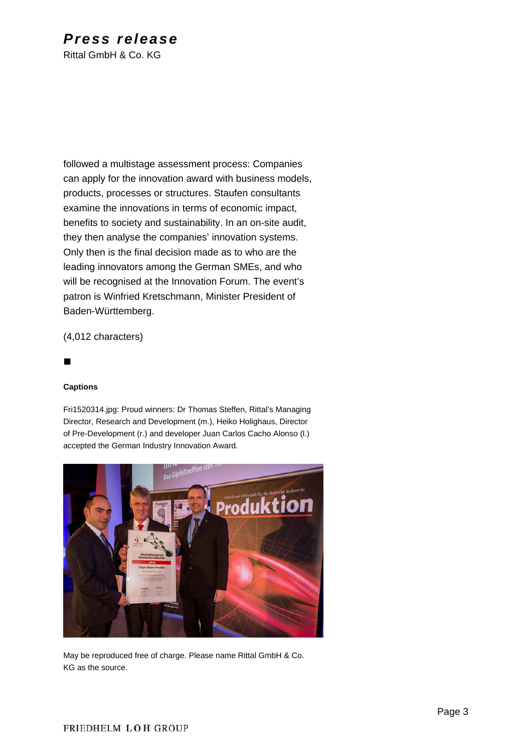followed a multistage assessment process: Companies can apply for the innovation award with business models, products, processes or structures. Staufen consultants examine the innovations in terms of economic impact, benefits to society and sustainability. In an on-site audit, they then analyse the companies' innovation systems. Only then is the final decision made as to who are the leading innovators among the German SMEs, and who will be recognised at the Innovation Forum. The event's patron is Winfried Kretschmann, Minister President of Baden-Württemberg.

(4,012 characters)

■

**Captions**

Fri1520314.jpg: Proud winners: Dr Thomas Steffen, Rittal's Managing Director, Research and Development (m.), Heiko Holighaus, Director of Pre-Development (r.) and developer Juan Carlos Cacho Alonso (l.) accepted the German Industry Innovation Award.

May be reproduced free of charge. Please name Rittal GmbH & Co. KG as the source.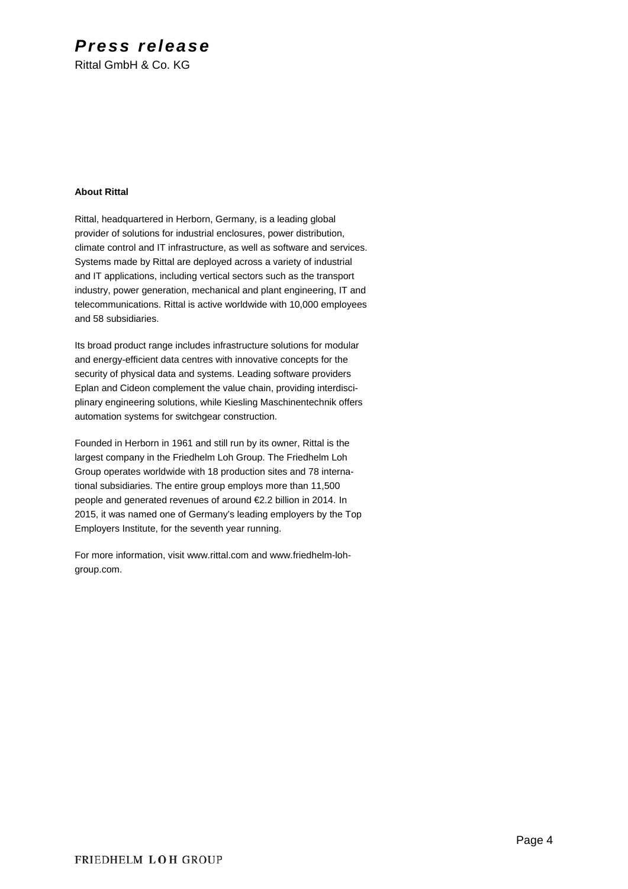**About Rittal**

Rittal, headquartered in Herborn, Germany, is a leading global provider of solutions for industrial enclosures, power distribution, climate control and IT infrastructure, as well as software and services. Systems made by Rittal are deployed across a variety of industrial and IT applications, including vertical sectors such as the transport industry, power generation, mechanical and plant engineering, IT and telecommunications. Rittal is active worldwide with 10,000 employees and 58 subsidiaries.

Its broad product range includes infrastructure solutions for modular and energy-efficient data centres with innovative concepts for the security of physical data and systems. Leading software providers Eplan and Cideon complement the value chain, providing interdisciplinary engineering solutions, while Kiesling Maschinentechnik offers automation systems for switchgear construction.

Founded in Herborn in 1961 and still run by its owner, Rittal is the largest company in the Friedhelm Loh Group. The Friedhelm Loh Group operates worldwide with 18 production sites and 78 international subsidiaries. The entire group employs more than 11,500 people and generated revenues of around €2.2 billion in 2014. In 2015, it was named one of Germany's leading employers by the Top Employers Institute, for the seventh year running.

For more information, visit www.rittal.com and www.friedhelm-loh-group.com.